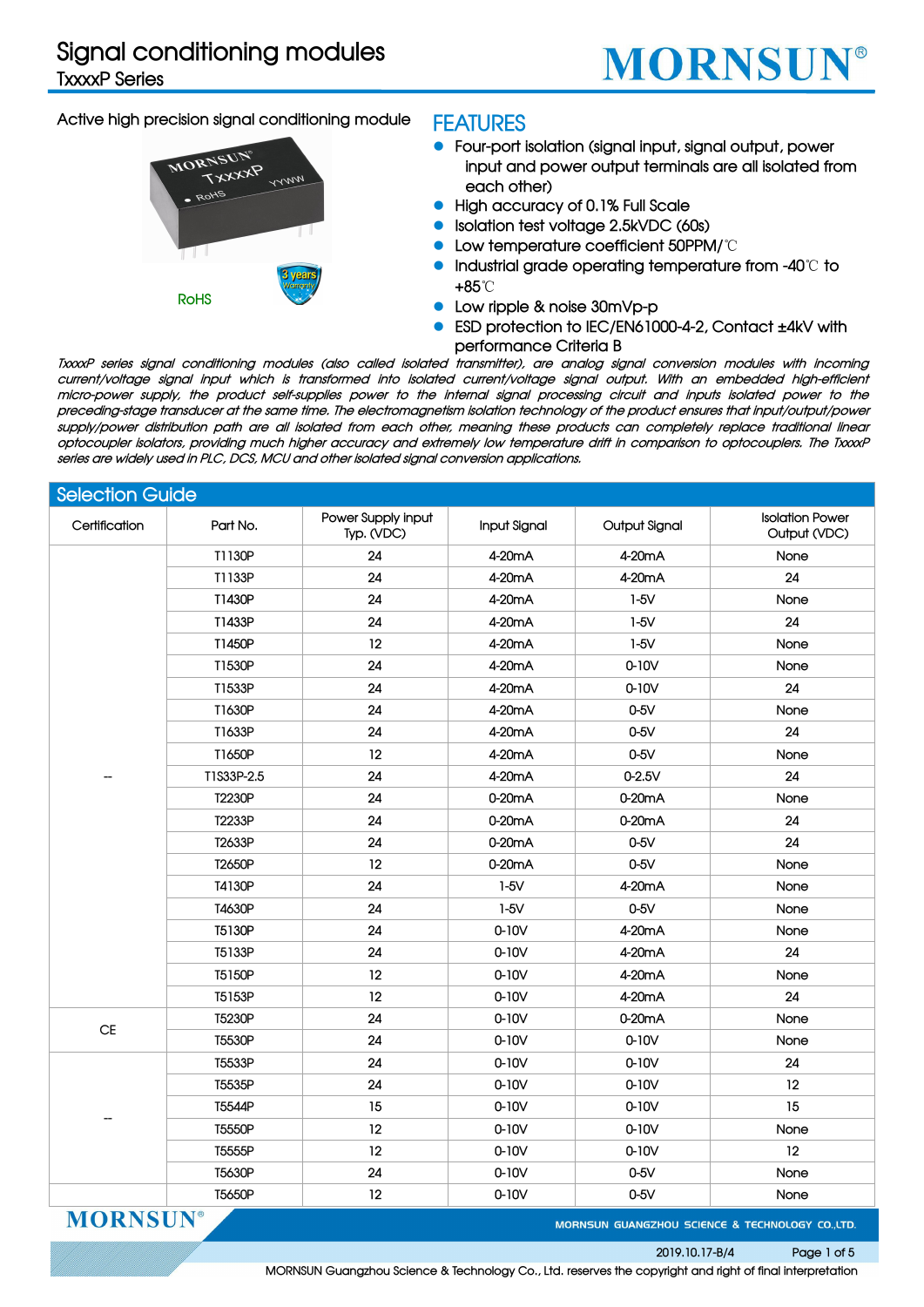# Signal conditioning modules

## TxxxxP Series

Active high precision signal conditioning module

RoHS

## FEATURES

- Four-port isolation (signal input, signal output, power input and power output terminals are all isolated from each other)
- High accuracy of 0.1% Full Scale
- Isolation test voltage 2.5kVDC (60s)
- Low temperature coefficient 50PPM/℃
- Industrial grade operating temperature from -40℃ to +85℃
- Low ripple & noise 30mVp-p
- ESD protection to IEC/EN61000-4-2, Contact ±4kV with performance Criteria B

*TxxxxP series signal conditioning modules (also called isolated transmitter), are analog signal conversion modules with incoming current/voltage signal input which is transformed into isolated current/voltage signal output. With an embedded high-efficient micro-power supply, the product self-supplies power to the internal signal processing circuit and inputs isolated power to the preceding-stage transducer at the same time. The electromagnetism isolation technology of the product ensures that input/output/power supply/power distribution path are all isolated from each other, meaning these products can completely replace traditional linear optocoupler isolators, providing much higher accuracy and extremely low temperature drift in comparison to optocouplers. The TxxxxP series are widely used in PLC, DCS, MCU and other isolated signal conversion applications.*

## Selection Guide

| Certification | Part No. | Power Supply input Typ. (VDC) | Input Signal | Output Signal | Isolation Power Output (VDC) |
|---|---|---|---|---|---|
| -- | T1130P | 24 | 4-20mA | 4-20mA | None |
| | T1133P | 24 | 4-20mA | 4-20mA | 24 |
| | T1430P | 24 | 4-20mA | 1-5V | None |
| | T1433P | 24 | 4-20mA | 1-5V | 24 |
| | T1450P | 12 | 4-20mA | 1-5V | None |
| | T1530P | 24 | 4-20mA | 0-10V | None |
| | T1533P | 24 | 4-20mA | 0-10V | 24 |
| | T1630P | 24 | 4-20mA | 0-5V | None |
| | T1633P | 24 | 4-20mA | 0-5V | 24 |
| | T1650P | 12 | 4-20mA | 0-5V | None |
| | T1S33P-2.5 | 24 | 4-20mA | 0-2.5V | 24 |
| | T2230P | 24 | 0-20mA | 0-20mA | None |
| | T2233P | 24 | 0-20mA | 0-20mA | 24 |
| | T2633P | 24 | 0-20mA | 0-5V | 24 |
| | T2650P | 12 | 0-20mA | 0-5V | None |
| | T4130P | 24 | 1-5V | 4-20mA | None |
| | T4630P | 24 | 1-5V | 0-5V | None |
| | T5130P | 24 | 0-10V | 4-20mA | None |
| | T5133P | 24 | 0-10V | 4-20mA | 24 |
| | T5150P | 12 | 0-10V | 4-20mA | None |
| | T5153P | 12 | 0-10V | 4-20mA | 24 |
| CE | T5230P | 24 | 0-10V | 0-20mA | None |
| | T5530P | 24 | 0-10V | 0-10V | None |
| -- | T5533P | 24 | 0-10V | 0-10V | 24 |
| | T5535P | 24 | 0-10V | 0-10V | 12 |
| | T5544P | 15 | 0-10V | 0-10V | 15 |
| | T5550P | 12 | 0-10V | 0-10V | None |
| | T5555P | 12 | 0-10V | 0-10V | 12 |
| | T5630P | 24 | 0-10V | 0-5V | None |
| | T5650P | 12 | 0-10V | 0-5V | None |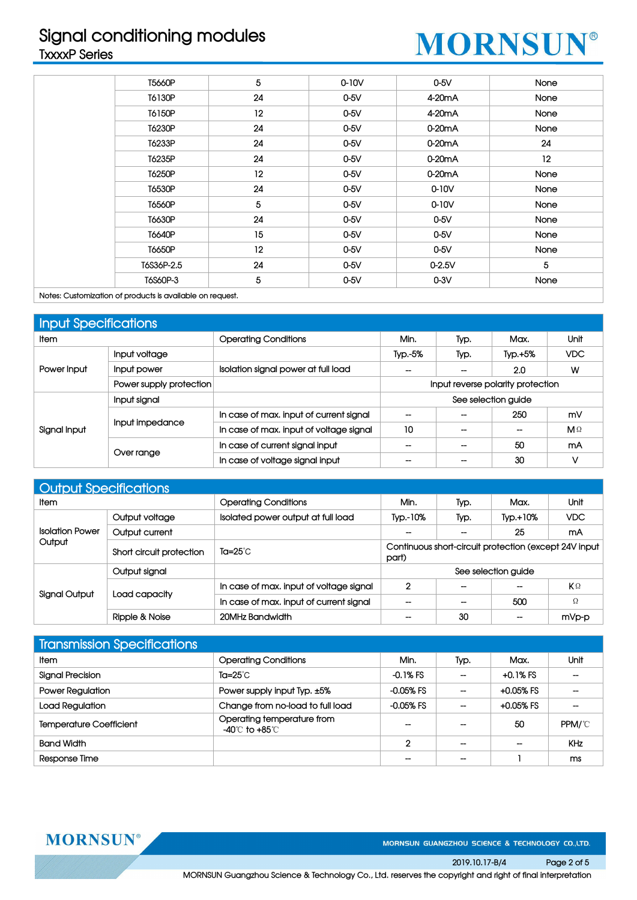|  | T5660P | 5 | 0-10V | 0-5V | None |
|---|---|---|---|---|---|
|  | T6130P | 24 | 0-5V | 4-20mA | None |
|  | T6150P | 12 | 0-5V | 4-20mA | None |
|  | T6230P | 24 | 0-5V | 0-20mA | None |
|  | T6233P | 24 | 0-5V | 0-20mA | 24 |
|  | T6235P | 24 | 0-5V | 0-20mA | 12 |
|  | T6250P | 12 | 0-5V | 0-20mA | None |
|  | T6530P | 24 | 0-5V | 0-10V | None |
|  | T6560P | 5 | 0-5V | 0-10V | None |
|  | T6630P | 24 | 0-5V | 0-5V | None |
|  | T6640P | 15 | 0-5V | 0-5V | None |
|  | T6650P | 12 | 0-5V | 0-5V | None |
|  | T6S36P-2.5 | 24 | 0-5V | 0-2.5V | 5 |
|  | T6S60P-3 | 5 | 0-5V | 0-3V | None |

Notes: Customization of products is available on request.

## Input Specifications

| Item | | Operating Conditions | Min. | Typ. | Max. | Unit |
|---|---|---|---|---|---|---|
| Power Input | Input voltage | | Typ.-5% | Typ. | Typ.+5% | VDC |
| | Input power | Isolation signal power at full load | -- | -- | 2.0 | W |
| | Power supply protection | | Input reverse polarity protection | | | |
| Signal Input | Input signal | | See selection guide | | | |
| | Input impedance | In case of max. input of current signal | -- | -- | 250 | mV |
| | | In case of max. input of voltage signal | 10 | -- | -- | MΩ |
| | Over range | In case of current signal input | -- | -- | 50 | mA |
| | | In case of voltage signal input | -- | -- | 30 | V |

## Output Specifications

| Item | | Operating Conditions | Min. | Typ. | Max. | Unit |
|---|---|---|---|---|---|---|
| Isolation Power Output | Output voltage | Isolated power output at full load | Typ.-10% | Typ. | Typ.+10% | VDC |
| | Output current | | -- | -- | 25 | mA |
| | Short circuit protection | Ta=25℃ | Continuous short-circuit protection (except 24V input part) | | | |
| Signal Output | Output signal | | See selection guide | | | |
| | Load capacity | In case of max. input of voltage signal | 2 | -- | -- | KΩ |
| | | In case of max. input of current signal | -- | -- | 500 | Ω |
| | Ripple & Noise | 20MHz Bandwidth | -- | 30 | -- | mVp-p |

## Transmission Specifications

| Item | Operating Conditions | Min. | Typ. | Max. | Unit |
|---|---|---|---|---|---|
| Signal Precision | Ta=25℃ | -0.1% FS | -- | +0.1% FS | -- |
| Power Regulation | Power supply input Typ. ±5% | -0.05% FS | -- | +0.05% FS | -- |
| Load Regulation | Change from no-load to full load | -0.05% FS | -- | +0.05% FS | -- |
| Temperature Coefficient | Operating temperature from -40℃ to +85℃ | -- | -- | 50 | PPM/℃ |
| Band Width | | 2 | -- | -- | KHz |
| Response Time | | -- | -- | 1 | ms |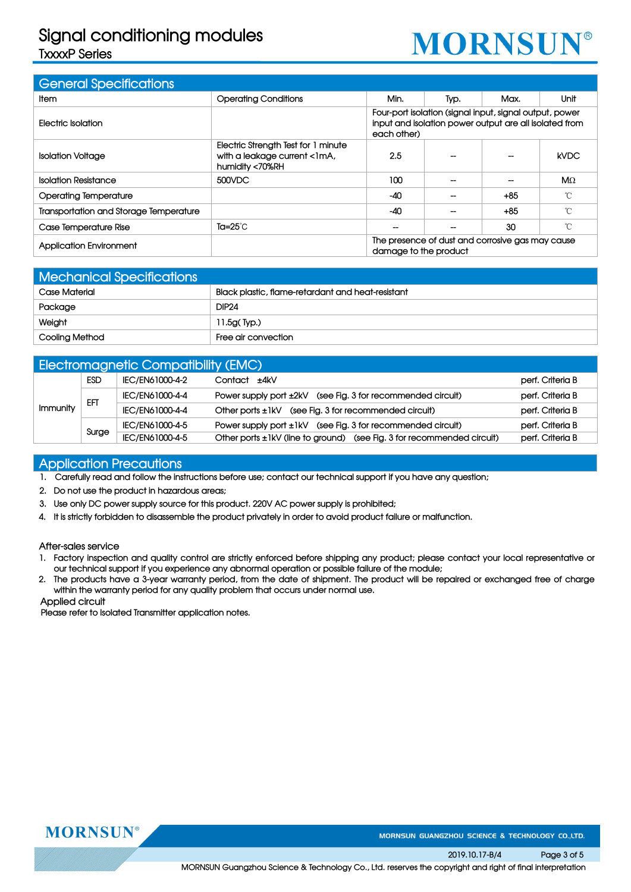## General Specifications

| Item | Operating Conditions | Min. | Typ. | Max. | Unit |
|---|---|---|---|---|---|
| Electric Isolation | | Four-port isolation (signal input, signal output, power input and isolation power output are all isolated from each other) | | | |
| Isolation Voltage | Electric Strength Test for 1 minute with a leakage current <1mA, humidity <70%RH | 2.5 | -- | -- | kVDC |
| Isolation Resistance | 500VDC | 100 | -- | -- | MΩ |
| Operating Temperature | | -40 | -- | +85 | ℃ |
| Transportation and Storage Temperature | | -40 | -- | +85 | ℃ |
| Case Temperature Rise | Ta=25℃ | -- | -- | 30 | ℃ |
| Application Environment | | The presence of dust and corrosive gas may cause damage to the product | | | |

## Mechanical Specifications

| | |
|---|---|
| Case Material | Black plastic, flame-retardant and heat-resistant |
| Package | DIP24 |
| Weight | 11.5g( Typ.) |
| Cooling Method | Free air convection |

## Electromagnetic Compatibility (EMC)

| | | | | |
|---|---|---|---|---|
| Immunity | ESD | IEC/EN61000-4-2 | Contact ±4kV | perf. Criteria B |
| | EFT | IEC/EN61000-4-4 | Power supply port ±2kV (see Fig. 3 for recommended circuit) | perf. Criteria B |
| | | IEC/EN61000-4-4 | Other ports ±1kV (see Fig. 3 for recommended circuit) | perf. Criteria B |
| | Surge | IEC/EN61000-4-5 | Power supply port ±1kV (see Fig. 3 for recommended circuit) | perf. Criteria B |
| | | IEC/EN61000-4-5 | Other ports ±1kV (line to ground) (see Fig. 3 for recommended circuit) | perf. Criteria B |

## Application Precautions

1. Carefully read and follow the instructions before use; contact our technical support if you have any question;
2. Do not use the product in hazardous areas;
3. Use only DC power supply source for this product. 220V AC power supply is prohibited;
4. It is strictly forbidden to disassemble the product privately in order to avoid product failure or malfunction.

After-sales service

1. Factory inspection and quality control are strictly enforced before shipping any product; please contact your local representative or our technical support if you experience any abnormal operation or possible failure of the module;
2. The products have a 3-year warranty period, from the date of shipment. The product will be repaired or exchanged free of charge within the warranty period for any quality problem that occurs under normal use.

Applied circuit

Please refer to Isolated Transmitter application notes.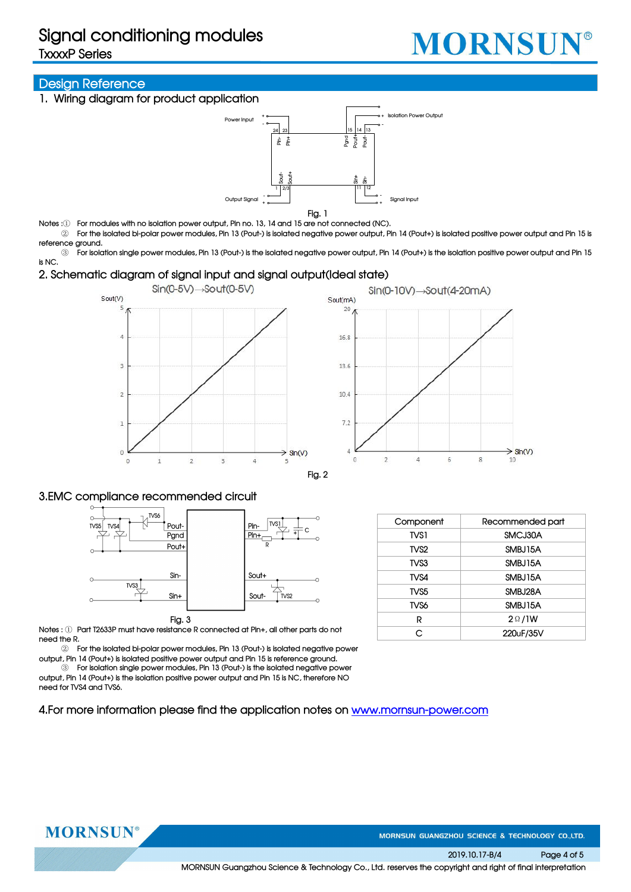## Design Reference

### 1. Wiring diagram for product application

Fig. 1

Notes :① For modules with no isolation power output, Pin no. 13, 14 and 15 are not connected (NC).

② For the isolated bi-polar power modules, Pin 13 (Pout-) is isolated negative power output, Pin 14 (Pout+) is isolated positive power output and Pin 15 is reference ground.

③ For isolation single power modules, Pin 13 (Pout-) is the isolated negative power output, Pin 14 (Pout+) is the isolation positive power output and Pin 15 is NC.

### 2. Schematic diagram of signal input and signal output(Ideal state)

Fig. 2

### 3.EMC compliance recommended circuit

Fig. 3

Notes : ① Part T2633P must have resistance R connected at Pin+, all other parts do not need the R.

② For the isolated bi-polar power modules, Pin 13 (Pout-) is isolated negative power output, Pin 14 (Pout+) is isolated positive power output and Pin 15 is reference ground.

③ For isolation single power modules, Pin 13 (Pout-) is the isolated negative power output, Pin 14 (Pout+) is the isolation positive power output and Pin 15 is NC, therefore NO need for TVS4 and TVS6.

| Component | Recommended part |
|---|---|
| TVS1 | SMCJ30A |
| TVS2 | SMBJ15A |
| TVS3 | SMBJ15A |
| TVS4 | SMBJ15A |
| TVS5 | SMBJ28A |
| TVS6 | SMBJ15A |
| R | 2Ω/1W |
| C | 220uF/35V |

### 4.For more information please find the application notes on www.mornsun-power.com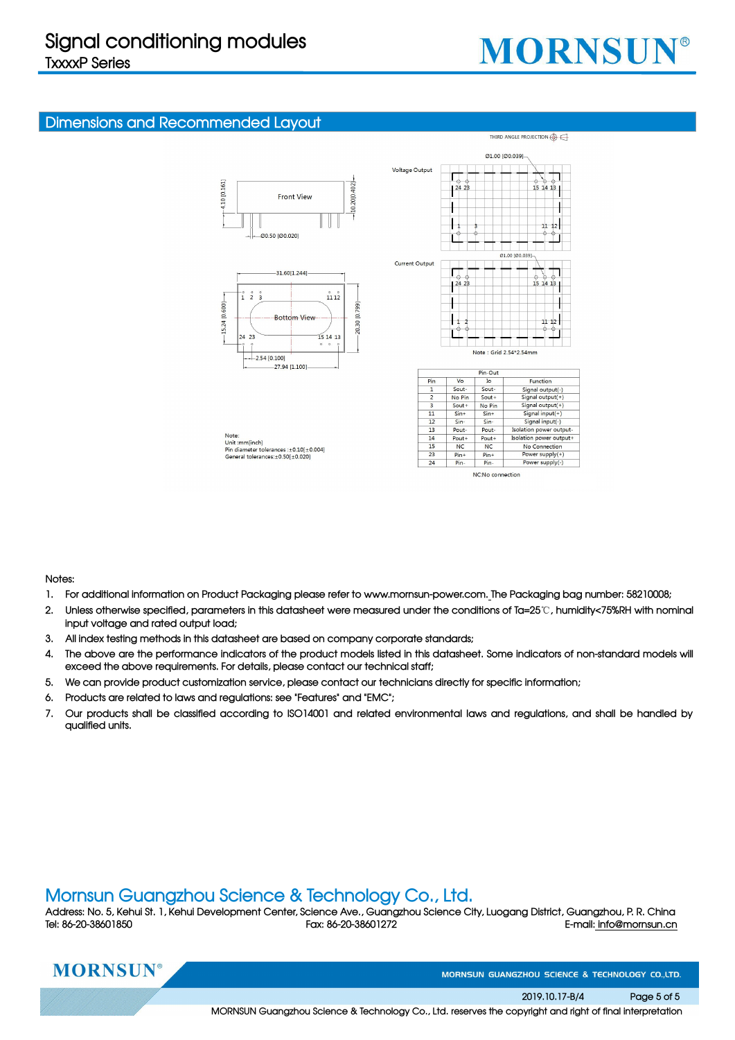## Dimensions and Recommended Layout

THIRD ANGLE PROJECTION

Front View

4.10 [0.161]

10.20 [0.402]

Ø0.50 [Ø0.020]

31.60 [1.244]

1 2 3 11 12

Bottom View

24 23 15 14 13

15.24 [0.600]

20.30 [0.799]

2.54 [0.100]

27.94 [1.100]

Voltage Output

Ø1.00 [Ø0.039]

24 23 15 14 13

1 3 11 12

Current Output

Ø1.00 [Ø0.039]

24 23 15 14 13

1 2 11 12

Note : Grid 2.54*2.54mm

Note:
Unit :mm[inch]
Pin diameter tolerances : ±0.10[±0.004]
General tolerances: ±0.50[±0.020]

| Pin-Out | | | |
|---|---|---|---|
| Pin | Vo | Io | Function |
| 1 | Sout- | Sout- | Signal output(-) |
| 2 | No Pin | Sout+ | Signal output(+) |
| 3 | Sout+ | No Pin | Signal output(+) |
| 11 | Sin+ | Sin+ | Signal input(+) |
| 12 | Sin- | Sin- | Signal input(-) |
| 13 | Pout- | Pout- | Isolation power output- |
| 14 | Pout+ | Pout+ | Isolation power output+ |
| 15 | NC | NC | No Connection |
| 23 | Pin+ | Pin+ | Power supply(+) |
| 24 | Pin- | Pin- | Power supply(-) |

NC:No connection

Notes:

1. For additional information on Product Packaging please refer to www.mornsun-power.com. The Packaging bag number: 58210008;
2. Unless otherwise specified, parameters in this datasheet were measured under the conditions of Ta=25℃, humidity<75%RH with nominal input voltage and rated output load;
3. All index testing methods in this datasheet are based on company corporate standards;
4. The above are the performance indicators of the product models listed in this datasheet. Some indicators of non-standard models will exceed the above requirements. For details, please contact our technical staff;
5. We can provide product customization service, please contact our technicians directly for specific information;
6. Products are related to laws and regulations: see "Features" and "EMC";
7. Our products shall be classified according to ISO14001 and related environmental laws and regulations, and shall be handled by qualified units.

## Mornsun Guangzhou Science & Technology Co., Ltd.

Address: No. 5, Kehui St. 1, Kehui Development Center, Science Ave., Guangzhou Science City, Luogang District, Guangzhou, P. R. China
Tel: 86-20-38601850 Fax: 86-20-38601272 E-mail: info@mornsun.cn